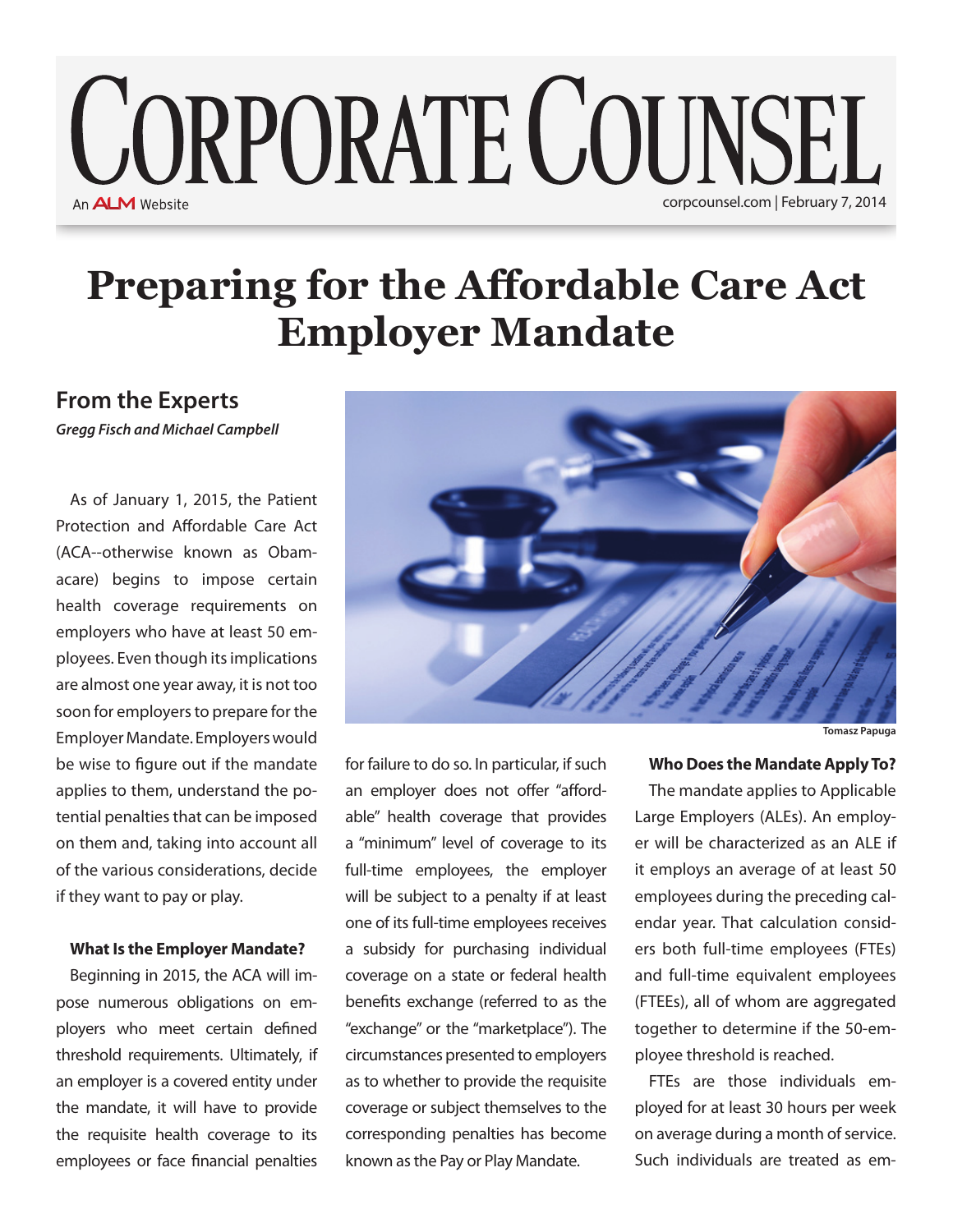# Corporate Counsel

An ALM Website

corpcounsel.com | February 7, 2014

# Preparing for the Affordable Care Act Employer Mandate

## From the Experts

***Gregg Fisch and Michael Campbell***

As of January 1, 2015, the Patient Protection and Affordable Care Act (ACA--otherwise known as Obamacare) begins to impose certain health coverage requirements on employers who have at least 50 employees. Even though its implications are almost one year away, it is not too soon for employers to prepare for the Employer Mandate. Employers would be wise to figure out if the mandate applies to them, understand the potential penalties that can be imposed on them and, taking into account all of the various considerations, decide if they want to pay or play.

Tomasz Papuga

### What Is the Employer Mandate?

Beginning in 2015, the ACA will impose numerous obligations on employers who meet certain defined threshold requirements. Ultimately, if an employer is a covered entity under the mandate, it will have to provide the requisite health coverage to its employees or face financial penalties for failure to do so. In particular, if such an employer does not offer "affordable" health coverage that provides a "minimum" level of coverage to its full-time employees, the employer will be subject to a penalty if at least one of its full-time employees receives a subsidy for purchasing individual coverage on a state or federal health benefits exchange (referred to as the "exchange" or the "marketplace"). The circumstances presented to employers as to whether to provide the requisite coverage or subject themselves to the corresponding penalties has become known as the Pay or Play Mandate.

### Who Does the Mandate Apply To?

The mandate applies to Applicable Large Employers (ALEs). An employer will be characterized as an ALE if it employs an average of at least 50 employees during the preceding calendar year. That calculation considers both full-time employees (FTEs) and full-time equivalent employees (FTEEs), all of whom are aggregated together to determine if the 50-employee threshold is reached.

FTEs are those individuals employed for at least 30 hours per week on average during a month of service. Such individuals are treated as em-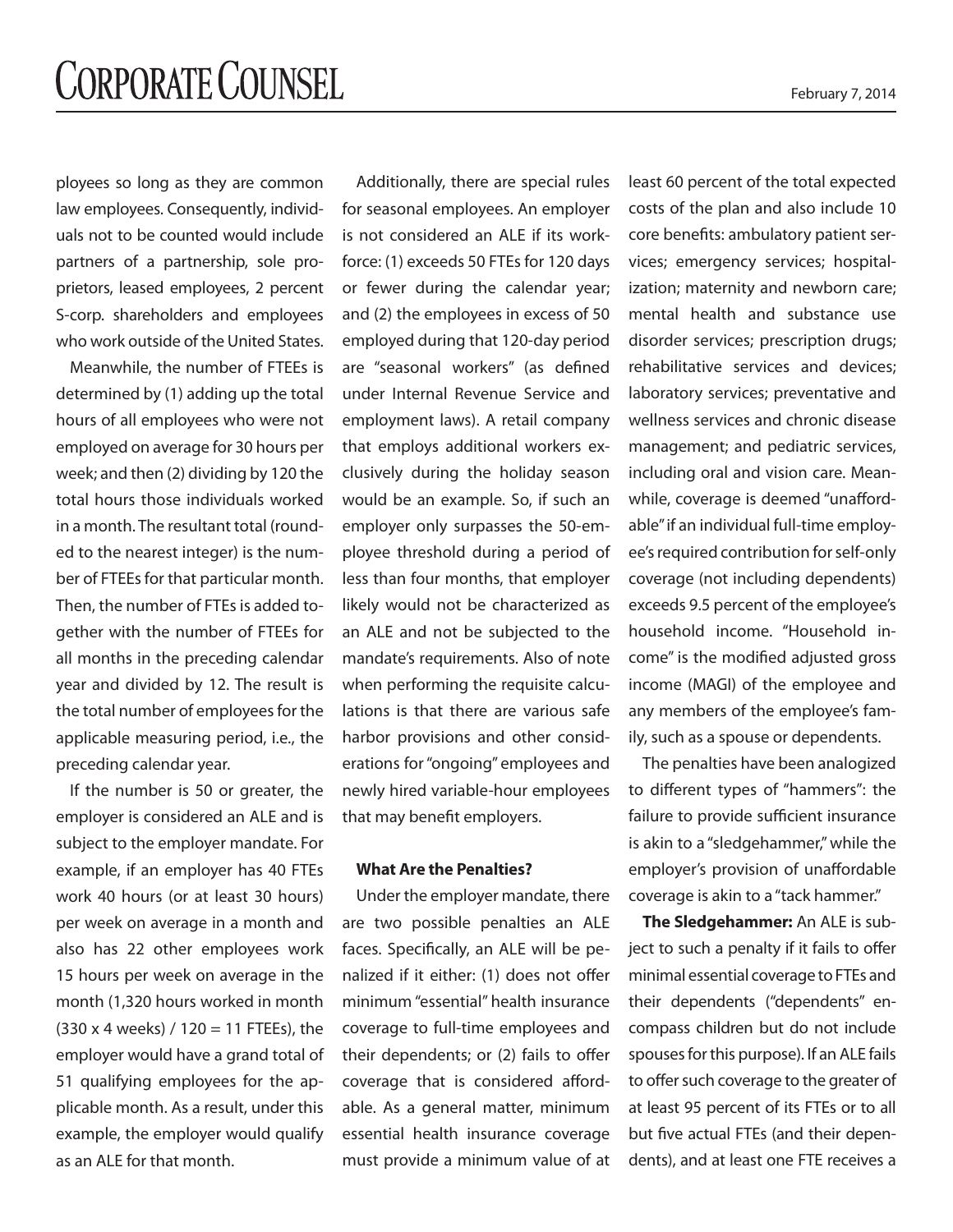ployees so long as they are common law employees. Consequently, individuals not to be counted would include partners of a partnership, sole proprietors, leased employees, 2 percent S-corp. shareholders and employees who work outside of the United States.

Meanwhile, the number of FTEEs is determined by (1) adding up the total hours of all employees who were not employed on average for 30 hours per week; and then (2) dividing by 120 the total hours those individuals worked in a month. The resultant total (rounded to the nearest integer) is the number of FTEEs for that particular month. Then, the number of FTEs is added together with the number of FTEEs for all months in the preceding calendar year and divided by 12. The result is the total number of employees for the applicable measuring period, i.e., the preceding calendar year.

If the number is 50 or greater, the employer is considered an ALE and is subject to the employer mandate. For example, if an employer has 40 FTEs work 40 hours (or at least 30 hours) per week on average in a month and also has 22 other employees work 15 hours per week on average in the month (1,320 hours worked in month (330 x 4 weeks) / 120 = 11 FTEEs), the employer would have a grand total of 51 qualifying employees for the applicable month. As a result, under this example, the employer would qualify as an ALE for that month.

Additionally, there are special rules for seasonal employees. An employer is not considered an ALE if its workforce: (1) exceeds 50 FTEs for 120 days or fewer during the calendar year; and (2) the employees in excess of 50 employed during that 120-day period are "seasonal workers" (as defined under Internal Revenue Service and employment laws). A retail company that employs additional workers exclusively during the holiday season would be an example. So, if such an employer only surpasses the 50-employee threshold during a period of less than four months, that employer likely would not be characterized as an ALE and not be subjected to the mandate's requirements. Also of note when performing the requisite calculations is that there are various safe harbor provisions and other considerations for "ongoing" employees and newly hired variable-hour employees that may benefit employers.

**What Are the Penalties?**

Under the employer mandate, there are two possible penalties an ALE faces. Specifically, an ALE will be penalized if it either: (1) does not offer minimum "essential" health insurance coverage to full-time employees and their dependents; or (2) fails to offer coverage that is considered affordable. As a general matter, minimum essential health insurance coverage must provide a minimum value of at least 60 percent of the total expected costs of the plan and also include 10 core benefits: ambulatory patient services; emergency services; hospitalization; maternity and newborn care; mental health and substance use disorder services; prescription drugs; rehabilitative services and devices; laboratory services; preventative and wellness services and chronic disease management; and pediatric services, including oral and vision care. Meanwhile, coverage is deemed "unaffordable" if an individual full-time employee's required contribution for self-only coverage (not including dependents) exceeds 9.5 percent of the employee's household income. "Household income" is the modified adjusted gross income (MAGI) of the employee and any members of the employee's family, such as a spouse or dependents.

The penalties have been analogized to different types of "hammers": the failure to provide sufficient insurance is akin to a "sledgehammer," while the employer's provision of unaffordable coverage is akin to a "tack hammer."

**The Sledgehammer:** An ALE is subject to such a penalty if it fails to offer minimal essential coverage to FTEs and their dependents ("dependents" encompass children but do not include spouses for this purpose). If an ALE fails to offer such coverage to the greater of at least 95 percent of its FTEs or to all but five actual FTEs (and their dependents), and at least one FTE receives a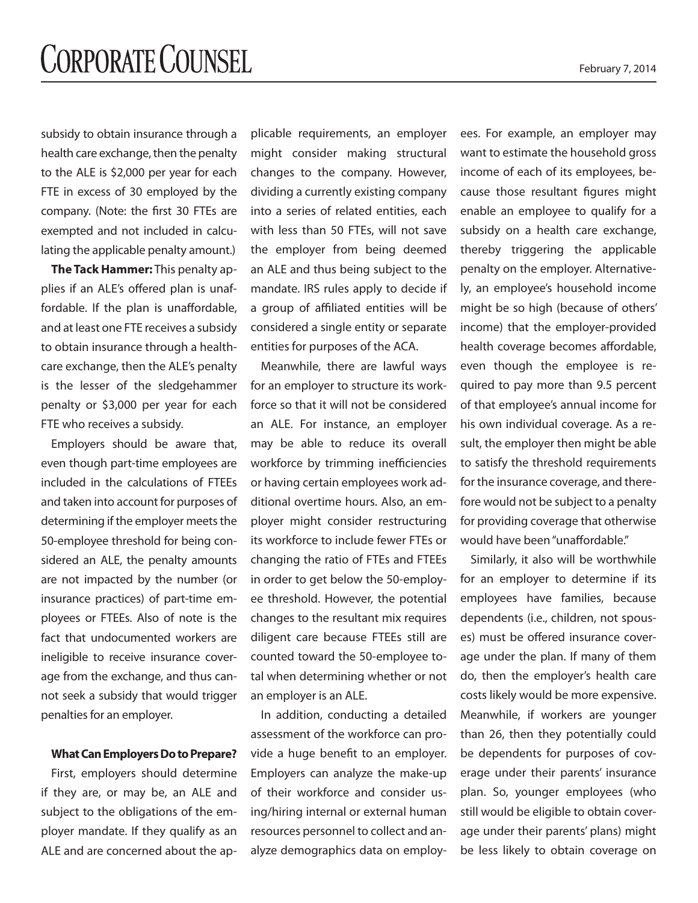subsidy to obtain insurance through a health care exchange, then the penalty to the ALE is $2,000 per year for each FTE in excess of 30 employed by the company. (Note: the first 30 FTEs are exempted and not included in calculating the applicable penalty amount.)

**The Tack Hammer:** This penalty applies if an ALE's offered plan is unaffordable. If the plan is unaffordable, and at least one FTE receives a subsidy to obtain insurance through a healthcare exchange, then the ALE's penalty is the lesser of the sledgehammer penalty or $3,000 per year for each FTE who receives a subsidy.

Employers should be aware that, even though part-time employees are included in the calculations of FTEEs and taken into account for purposes of determining if the employer meets the 50-employee threshold for being considered an ALE, the penalty amounts are not impacted by the number (or insurance practices) of part-time employees or FTEEs. Also of note is the fact that undocumented workers are ineligible to receive insurance coverage from the exchange, and thus cannot seek a subsidy that would trigger penalties for an employer.

**What Can Employers Do to Prepare?**

First, employers should determine if they are, or may be, an ALE and subject to the obligations of the employer mandate. If they qualify as an ALE and are concerned about the applicable requirements, an employer might consider making structural changes to the company. However, dividing a currently existing company into a series of related entities, each with less than 50 FTEs, will not save the employer from being deemed an ALE and thus being subject to the mandate. IRS rules apply to decide if a group of affiliated entities will be considered a single entity or separate entities for purposes of the ACA.

Meanwhile, there are lawful ways for an employer to structure its workforce so that it will not be considered an ALE. For instance, an employer may be able to reduce its overall workforce by trimming inefficiencies or having certain employees work additional overtime hours. Also, an employer might consider restructuring its workforce to include fewer FTEs or changing the ratio of FTEs and FTEEs in order to get below the 50-employee threshold. However, the potential changes to the resultant mix requires diligent care because FTEEs still are counted toward the 50-employee total when determining whether or not an employer is an ALE.

In addition, conducting a detailed assessment of the workforce can provide a huge benefit to an employer. Employers can analyze the make-up of their workforce and consider using/hiring internal or external human resources personnel to collect and analyze demographics data on employees. For example, an employer may want to estimate the household gross income of each of its employees, because those resultant figures might enable an employee to qualify for a subsidy on a health care exchange, thereby triggering the applicable penalty on the employer. Alternatively, an employee's household income might be so high (because of others' income) that the employer-provided health coverage becomes affordable, even though the employee is required to pay more than 9.5 percent of that employee's annual income for his own individual coverage. As a result, the employer then might be able to satisfy the threshold requirements for the insurance coverage, and therefore would not be subject to a penalty for providing coverage that otherwise would have been "unaffordable."

Similarly, it also will be worthwhile for an employer to determine if its employees have families, because dependents (i.e., children, not spouses) must be offered insurance coverage under the plan. If many of them do, then the employer's health care costs likely would be more expensive. Meanwhile, if workers are younger than 26, then they potentially could be dependents for purposes of coverage under their parents' insurance plan. So, younger employees (who still would be eligible to obtain coverage under their parents' plans) might be less likely to obtain coverage on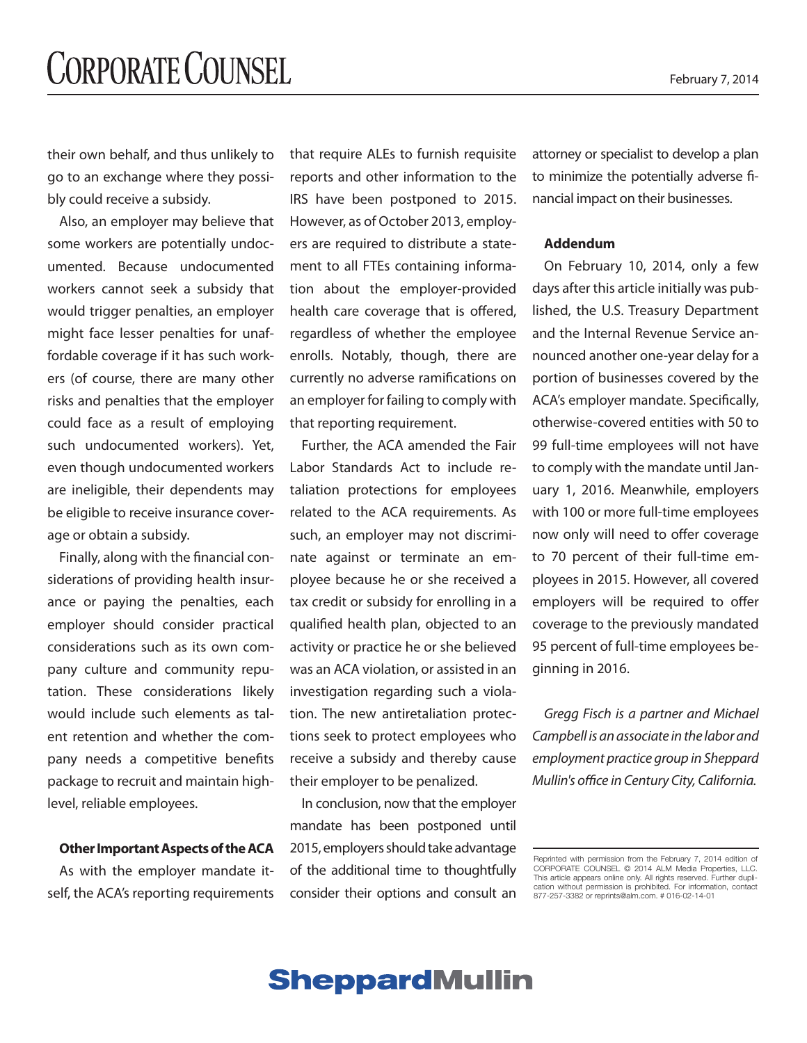their own behalf, and thus unlikely to go to an exchange where they possibly could receive a subsidy.

Also, an employer may believe that some workers are potentially undocumented. Because undocumented workers cannot seek a subsidy that would trigger penalties, an employer might face lesser penalties for unaffordable coverage if it has such workers (of course, there are many other risks and penalties that the employer could face as a result of employing such undocumented workers). Yet, even though undocumented workers are ineligible, their dependents may be eligible to receive insurance coverage or obtain a subsidy.

Finally, along with the financial considerations of providing health insurance or paying the penalties, each employer should consider practical considerations such as its own company culture and community reputation. These considerations likely would include such elements as talent retention and whether the company needs a competitive benefits package to recruit and maintain high-level, reliable employees.

**Other Important Aspects of the ACA**

As with the employer mandate itself, the ACA's reporting requirements that require ALEs to furnish requisite reports and other information to the IRS have been postponed to 2015. However, as of October 2013, employers are required to distribute a statement to all FTEs containing information about the employer-provided health care coverage that is offered, regardless of whether the employee enrolls. Notably, though, there are currently no adverse ramifications on an employer for failing to comply with that reporting requirement.

Further, the ACA amended the Fair Labor Standards Act to include retaliation protections for employees related to the ACA requirements. As such, an employer may not discriminate against or terminate an employee because he or she received a tax credit or subsidy for enrolling in a qualified health plan, objected to an activity or practice he or she believed was an ACA violation, or assisted in an investigation regarding such a violation. The new antiretaliation protections seek to protect employees who receive a subsidy and thereby cause their employer to be penalized.

In conclusion, now that the employer mandate has been postponed until 2015, employers should take advantage of the additional time to thoughtfully consider their options and consult an attorney or specialist to develop a plan to minimize the potentially adverse financial impact on their businesses.

**Addendum**

On February 10, 2014, only a few days after this article initially was published, the U.S. Treasury Department and the Internal Revenue Service announced another one-year delay for a portion of businesses covered by the ACA's employer mandate. Specifically, otherwise-covered entities with 50 to 99 full-time employees will not have to comply with the mandate until January 1, 2016. Meanwhile, employers with 100 or more full-time employees now only will need to offer coverage to 70 percent of their full-time employees in 2015. However, all covered employers will be required to offer coverage to the previously mandated 95 percent of full-time employees beginning in 2016.

*Gregg Fisch is a partner and Michael Campbell is an associate in the labor and employment practice group in Sheppard Mullin's office in Century City, California.*

Reprinted with permission from the February 7, 2014 edition of CORPORATE COUNSEL © 2014 ALM Media Properties, LLC. This article appears online only. All rights reserved. Further duplication without permission is prohibited. For information, contact 877-257-3382 or reprints@alm.com. # 016-02-14-01

**SheppardMullin**